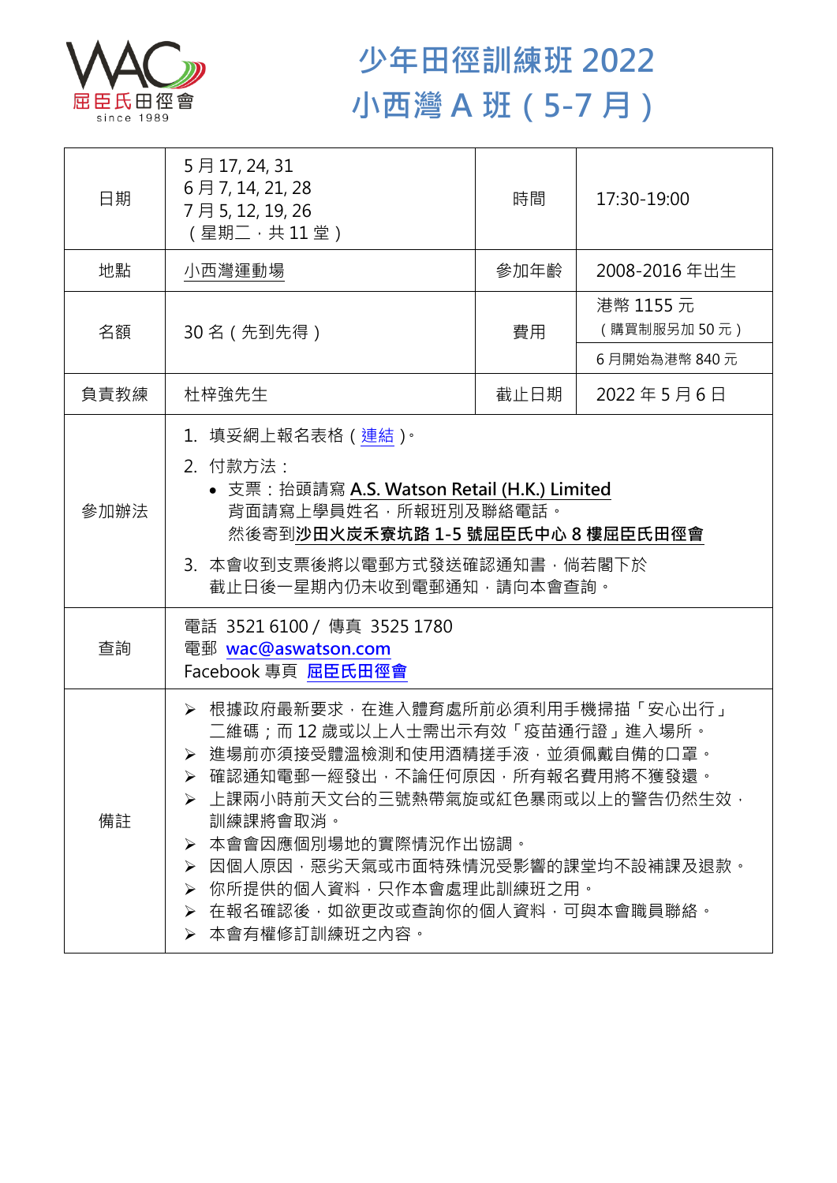屈臣氏田徑會
since 1989

# 少年田徑訓練班 2022
# 小西灣 A 班（5-7 月）

| 日期 | 5 月 17, 24, 31<br>6 月 7, 14, 21, 28<br>7 月 5, 12, 19, 26<br>（星期二，共 11 堂） | 時間 | 17:30-19:00 |
|---|---|---|---|
| 地點 | 小西灣運動場 | 參加年齡 | 2008-2016 年出生 |
| 名額 | 30 名（先到先得） | 費用 | 港幣 1155 元<br>（購買制服另加 50 元）<br>6 月開始為港幣 840 元 |
| 負責教練 | 杜梓強先生 | 截止日期 | 2022 年 5 月 6 日 |
| 參加辦法 | 1. 填妥網上報名表格（連結）。<br>2. 付款方法：<br>• 支票：抬頭請寫 **A.S. Watson Retail (H.K.) Limited**<br>背面請寫上學員姓名，所報班別及聯絡電話。<br>然後寄到**沙田火炭禾寮坑路 1-5 號屈臣氏中心 8 樓屈臣氏田徑會**<br>3. 本會收到支票後將以電郵方式發送確認通知書，倘若閣下於截止日後一星期內仍未收到電郵通知，請向本會查詢。 | | |
| 查詢 | 電話 3521 6100 / 傳真 3525 1780<br>電郵 wac@aswatson.com<br>Facebook 專頁 屈臣氏田徑會 | | |
| 備註 | ➢ 根據政府最新要求，在進入體育處所前必須利用手機掃描「安心出行」二維碼；而 12 歲或以上人士需出示有效「疫苗通行證」進入場所。<br>➢ 進場前亦須接受體溫檢測和使用酒精搓手液，並須佩戴自備的口罩。<br>➢ 確認通知電郵一經發出，不論任何原因，所有報名費用將不獲發還。<br>➢ 上課兩小時前天文台的三號熱帶氣旋或紅色暴雨或以上的警告仍然生效，訓練課將會取消。<br>➢ 本會會因應個別場地的實際情況作出協調。<br>➢ 因個人原因，惡劣天氣或市面特殊情況受影響的課堂均不設補課及退款。<br>➢ 你所提供的個人資料，只作本會處理此訓練班之用。<br>➢ 在報名確認後，如欲更改或查詢你的個人資料，可與本會職員聯絡。<br>➢ 本會有權修訂訓練班之內容。 | | |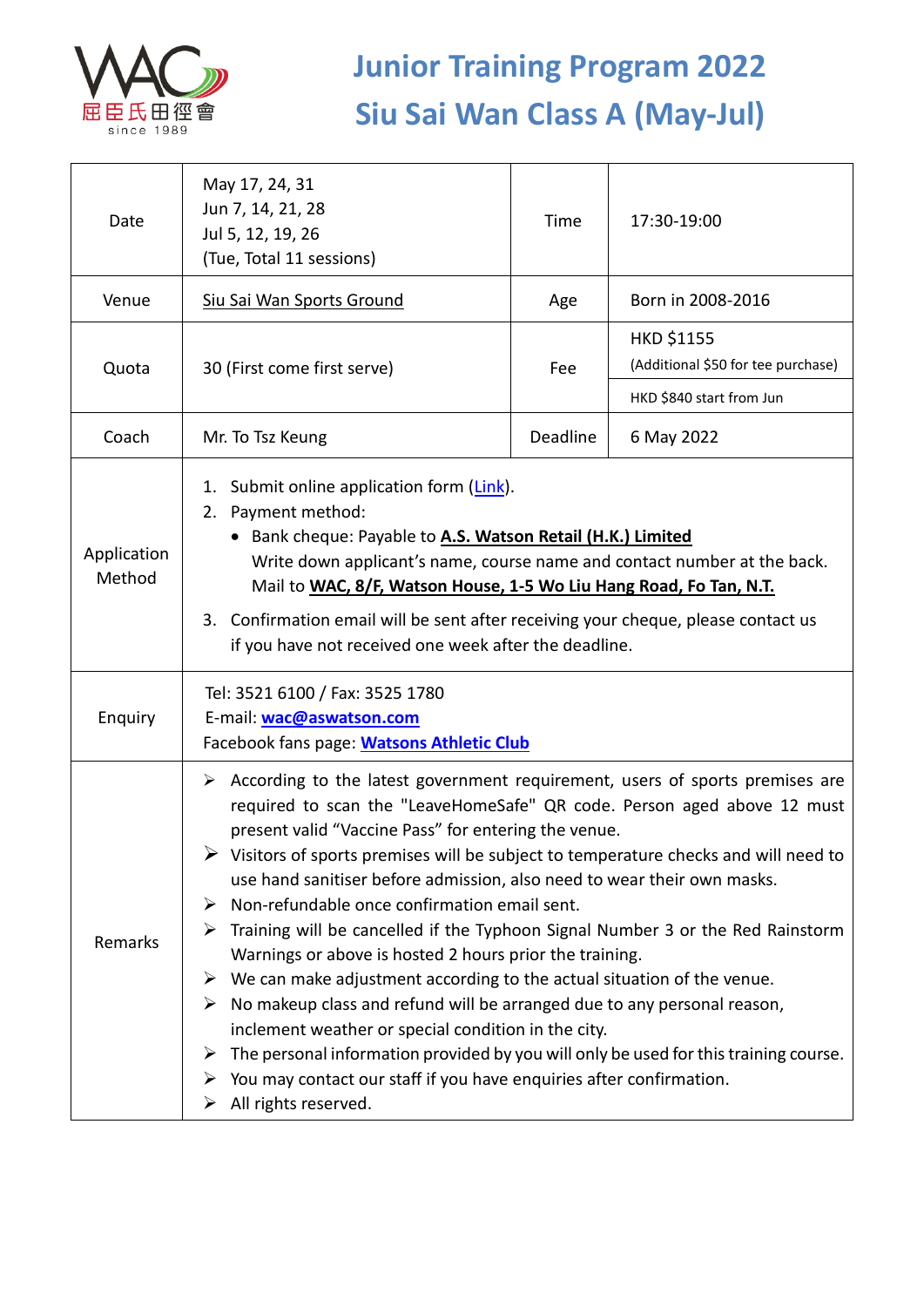屈臣氏田徑會
since 1989

# Junior Training Program 2022
# Siu Sai Wan Class A (May-Jul)

| | | | |
|---|---|---|---|
| Date | May 17, 24, 31<br>Jun 7, 14, 21, 28<br>Jul 5, 12, 19, 26<br>(Tue, Total 11 sessions) | Time | 17:30-19:00 |
| Venue | Siu Sai Wan Sports Ground | Age | Born in 2008-2016 |
| Quota | 30 (First come first serve) | Fee | HKD $1155<br>(Additional $50 for tee purchase)<br>HKD $840 start from Jun |
| Coach | Mr. To Tsz Keung | Deadline | 6 May 2022 |
| Application Method | 1. Submit online application form (Link).<br>2. Payment method:<br>• Bank cheque: Payable to **A.S. Watson Retail (H.K.) Limited**<br>Write down applicant's name, course name and contact number at the back.<br>Mail to **WAC, 8/F, Watson House, 1-5 Wo Liu Hang Road, Fo Tan, N.T.**<br>3. Confirmation email will be sent after receiving your cheque, please contact us if you have not received one week after the deadline. | | |
| Enquiry | Tel: 3521 6100 / Fax: 3525 1780<br>E-mail: **wac@aswatson.com**<br>Facebook fans page: **Watsons Athletic Club** | | |
| Remarks | ➢ According to the latest government requirement, users of sports premises are required to scan the "LeaveHomeSafe" QR code. Person aged above 12 must present valid "Vaccine Pass" for entering the venue.<br>➢ Visitors of sports premises will be subject to temperature checks and will need to use hand sanitiser before admission, also need to wear their own masks.<br>➢ Non-refundable once confirmation email sent.<br>➢ Training will be cancelled if the Typhoon Signal Number 3 or the Red Rainstorm Warnings or above is hosted 2 hours prior the training.<br>➢ We can make adjustment according to the actual situation of the venue.<br>➢ No makeup class and refund will be arranged due to any personal reason, inclement weather or special condition in the city.<br>➢ The personal information provided by you will only be used for this training course.<br>➢ You may contact our staff if you have enquiries after confirmation.<br>➢ All rights reserved. | | |